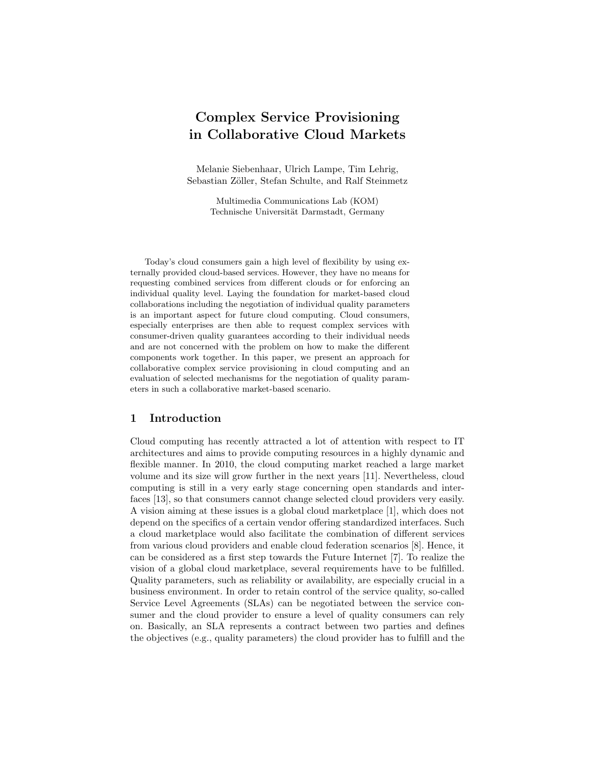# Complex Service Provisioning in Collaborative Cloud Markets

Melanie Siebenhaar, Ulrich Lampe, Tim Lehrig, Sebastian Zöller, Stefan Schulte, and Ralf Steinmetz

Multimedia Communications Lab (KOM)
Technische Universität Darmstadt, Germany

Today's cloud consumers gain a high level of flexibility by using externally provided cloud-based services. However, they have no means for requesting combined services from different clouds or for enforcing an individual quality level. Laying the foundation for market-based cloud collaborations including the negotiation of individual quality parameters is an important aspect for future cloud computing. Cloud consumers, especially enterprises are then able to request complex services with consumer-driven quality guarantees according to their individual needs and are not concerned with the problem on how to make the different components work together. In this paper, we present an approach for collaborative complex service provisioning in cloud computing and an evaluation of selected mechanisms for the negotiation of quality parameters in such a collaborative market-based scenario.

## 1 Introduction

Cloud computing has recently attracted a lot of attention with respect to IT architectures and aims to provide computing resources in a highly dynamic and flexible manner. In 2010, the cloud computing market reached a large market volume and its size will grow further in the next years [11]. Nevertheless, cloud computing is still in a very early stage concerning open standards and interfaces [13], so that consumers cannot change selected cloud providers very easily. A vision aiming at these issues is a global cloud marketplace [1], which does not depend on the specifics of a certain vendor offering standardized interfaces. Such a cloud marketplace would also facilitate the combination of different services from various cloud providers and enable cloud federation scenarios [8]. Hence, it can be considered as a first step towards the Future Internet [7]. To realize the vision of a global cloud marketplace, several requirements have to be fulfilled. Quality parameters, such as reliability or availability, are especially crucial in a business environment. In order to retain control of the service quality, so-called Service Level Agreements (SLAs) can be negotiated between the service consumer and the cloud provider to ensure a level of quality consumers can rely on. Basically, an SLA represents a contract between two parties and defines the objectives (e.g., quality parameters) the cloud provider has to fulfill and the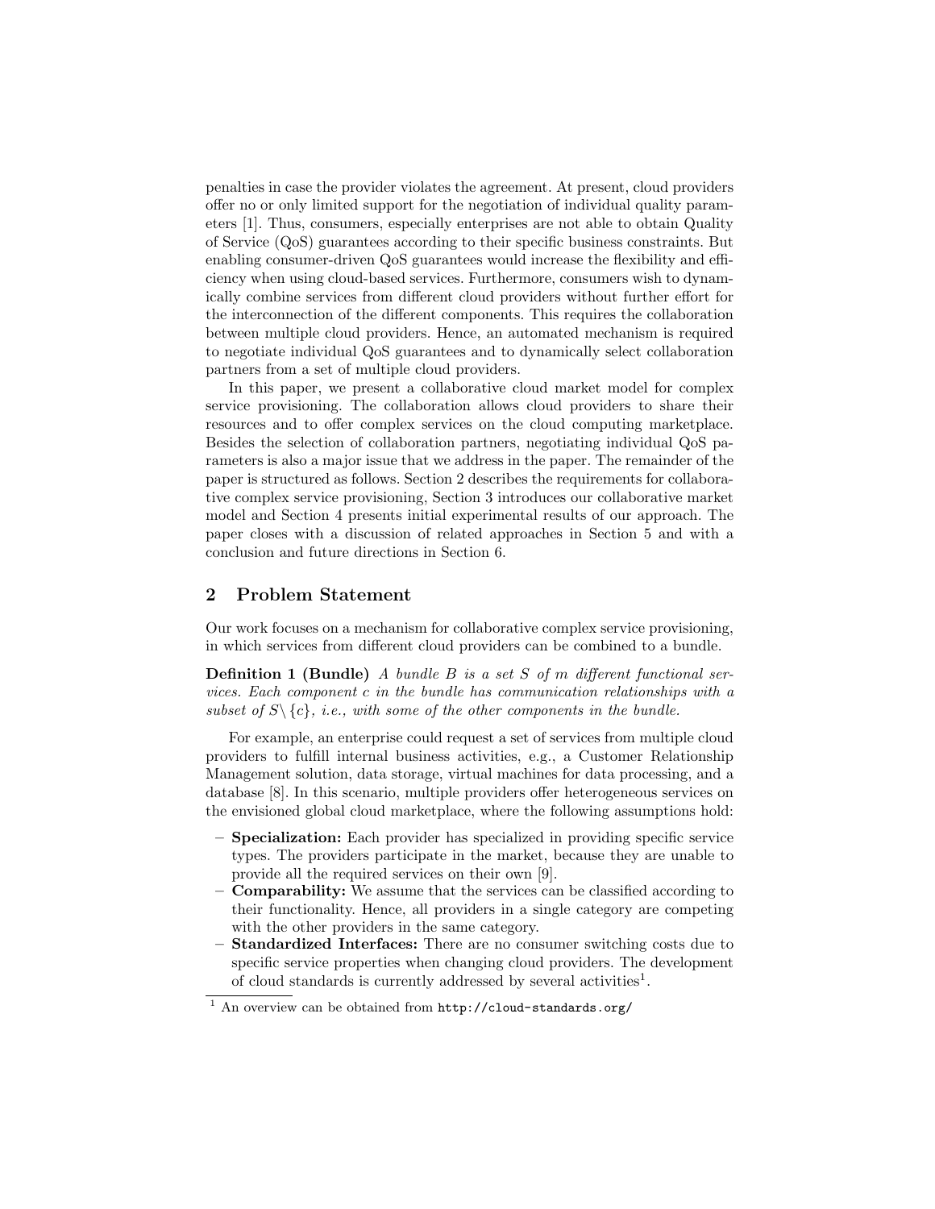penalties in case the provider violates the agreement. At present, cloud providers offer no or only limited support for the negotiation of individual quality parameters [1]. Thus, consumers, especially enterprises are not able to obtain Quality of Service (QoS) guarantees according to their specific business constraints. But enabling consumer-driven QoS guarantees would increase the flexibility and efficiency when using cloud-based services. Furthermore, consumers wish to dynamically combine services from different cloud providers without further effort for the interconnection of the different components. This requires the collaboration between multiple cloud providers. Hence, an automated mechanism is required to negotiate individual QoS guarantees and to dynamically select collaboration partners from a set of multiple cloud providers.

In this paper, we present a collaborative cloud market model for complex service provisioning. The collaboration allows cloud providers to share their resources and to offer complex services on the cloud computing marketplace. Besides the selection of collaboration partners, negotiating individual QoS parameters is also a major issue that we address in the paper. The remainder of the paper is structured as follows. Section 2 describes the requirements for collaborative complex service provisioning, Section 3 introduces our collaborative market model and Section 4 presents initial experimental results of our approach. The paper closes with a discussion of related approaches in Section 5 and with a conclusion and future directions in Section 6.

## 2 Problem Statement

Our work focuses on a mechanism for collaborative complex service provisioning, in which services from different cloud providers can be combined to a bundle.

**Definition 1 (Bundle)** *A bundle $B$ is a set $S$ of $m$ different functional services. Each component $c$ in the bundle has communication relationships with a subset of $S \setminus \{c\}$, i.e., with some of the other components in the bundle.*

For example, an enterprise could request a set of services from multiple cloud providers to fulfill internal business activities, e.g., a Customer Relationship Management solution, data storage, virtual machines for data processing, and a database [8]. In this scenario, multiple providers offer heterogeneous services on the envisioned global cloud marketplace, where the following assumptions hold:

- **Specialization:** Each provider has specialized in providing specific service types. The providers participate in the market, because they are unable to provide all the required services on their own [9].
- **Comparability:** We assume that the services can be classified according to their functionality. Hence, all providers in a single category are competing with the other providers in the same category.
- **Standardized Interfaces:** There are no consumer switching costs due to specific service properties when changing cloud providers. The development of cloud standards is currently addressed by several activities[1].

[1] An overview can be obtained from http://cloud-standards.org/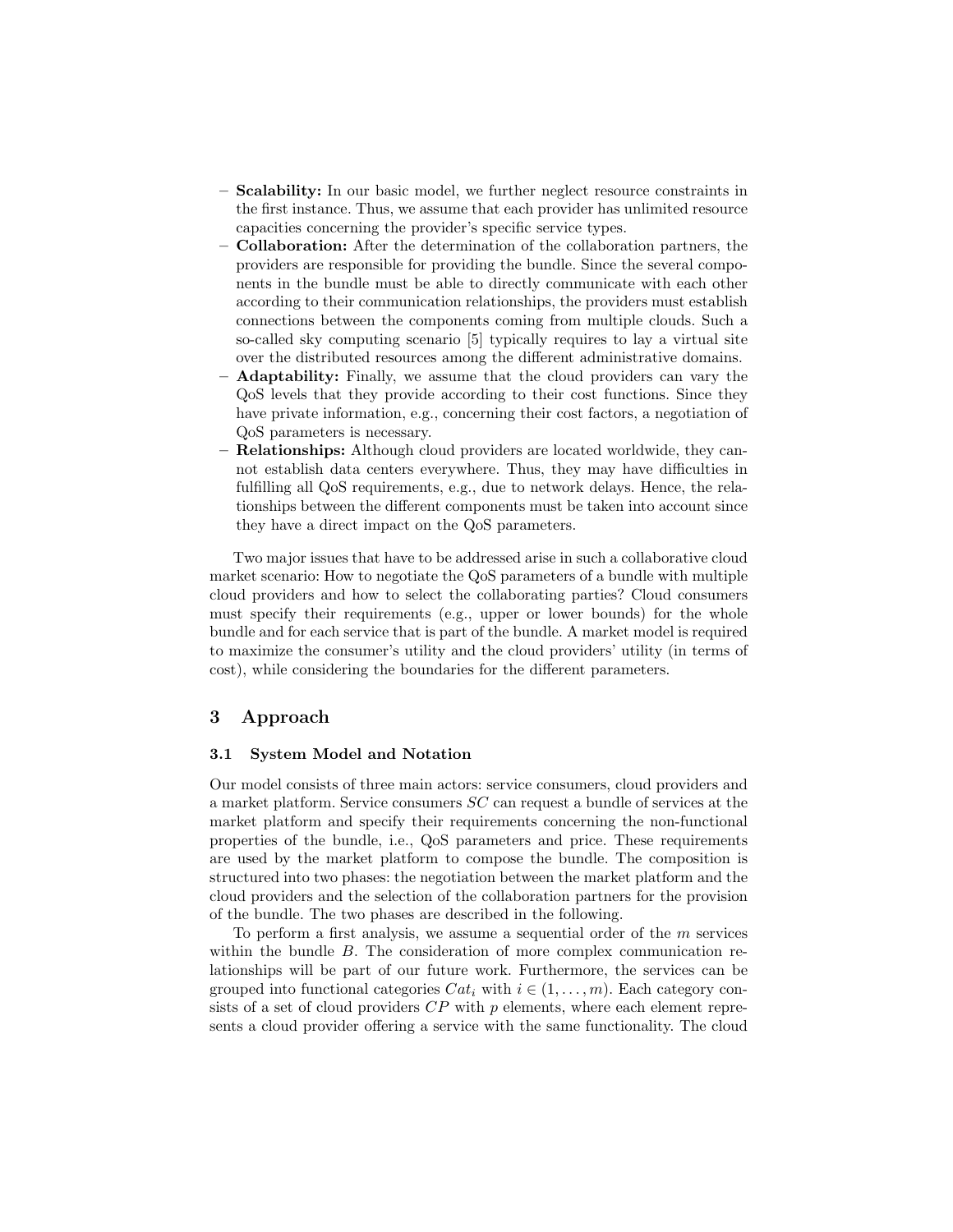- **Scalability:** In our basic model, we further neglect resource constraints in the first instance. Thus, we assume that each provider has unlimited resource capacities concerning the provider's specific service types.
- **Collaboration:** After the determination of the collaboration partners, the providers are responsible for providing the bundle. Since the several components in the bundle must be able to directly communicate with each other according to their communication relationships, the providers must establish connections between the components coming from multiple clouds. Such a so-called sky computing scenario [5] typically requires to lay a virtual site over the distributed resources among the different administrative domains.
- **Adaptability:** Finally, we assume that the cloud providers can vary the QoS levels that they provide according to their cost functions. Since they have private information, e.g., concerning their cost factors, a negotiation of QoS parameters is necessary.
- **Relationships:** Although cloud providers are located worldwide, they cannot establish data centers everywhere. Thus, they may have difficulties in fulfilling all QoS requirements, e.g., due to network delays. Hence, the relationships between the different components must be taken into account since they have a direct impact on the QoS parameters.

Two major issues that have to be addressed arise in such a collaborative cloud market scenario: How to negotiate the QoS parameters of a bundle with multiple cloud providers and how to select the collaborating parties? Cloud consumers must specify their requirements (e.g., upper or lower bounds) for the whole bundle and for each service that is part of the bundle. A market model is required to maximize the consumer's utility and the cloud providers' utility (in terms of cost), while considering the boundaries for the different parameters.

## 3 Approach

### 3.1 System Model and Notation

Our model consists of three main actors: service consumers, cloud providers and a market platform. Service consumers $SC$ can request a bundle of services at the market platform and specify their requirements concerning the non-functional properties of the bundle, i.e., QoS parameters and price. These requirements are used by the market platform to compose the bundle. The composition is structured into two phases: the negotiation between the market platform and the cloud providers and the selection of the collaboration partners for the provision of the bundle. The two phases are described in the following.

To perform a first analysis, we assume a sequential order of the $m$ services within the bundle $B$. The consideration of more complex communication relationships will be part of our future work. Furthermore, the services can be grouped into functional categories $Cat_i$ with $i \in (1, \dots, m)$. Each category consists of a set of cloud providers $CP$ with $p$ elements, where each element represents a cloud provider offering a service with the same functionality. The cloud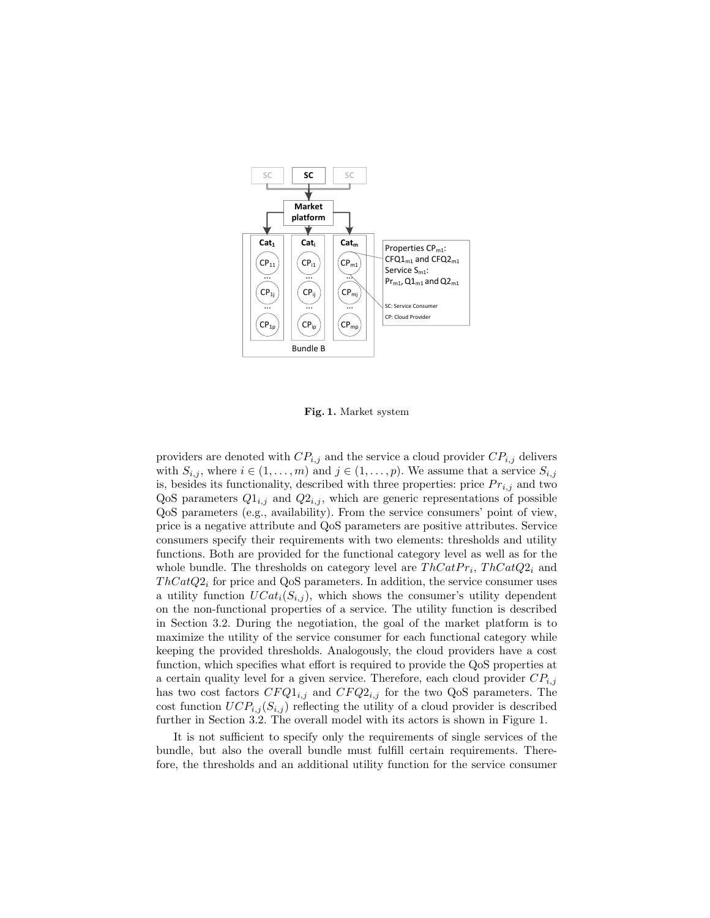**Fig. 1.** Market system

providers are denoted with $CP_{i,j}$ and the service a cloud provider $CP_{i,j}$ delivers with $S_{i,j}$, where $i \in (1, \ldots, m)$ and $j \in (1, \ldots, p)$. We assume that a service $S_{i,j}$ is, besides its functionality, described with three properties: price $Pr_{i,j}$ and two QoS parameters $Q1_{i,j}$ and $Q2_{i,j}$, which are generic representations of possible QoS parameters (e.g., availability). From the service consumers' point of view, price is a negative attribute and QoS parameters are positive attributes. Service consumers specify their requirements with two elements: thresholds and utility functions. Both are provided for the functional category level as well as for the whole bundle. The thresholds on category level are $ThCatPr_i$, $ThCatQ2_i$ and $ThCatQ2_i$ for price and QoS parameters. In addition, the service consumer uses a utility function $UCat_i(S_{i,j})$, which shows the consumer's utility dependent on the non-functional properties of a service. The utility function is described in Section 3.2. During the negotiation, the goal of the market platform is to maximize the utility of the service consumer for each functional category while keeping the provided thresholds. Analogously, the cloud providers have a cost function, which specifies what effort is required to provide the QoS properties at a certain quality level for a given service. Therefore, each cloud provider $CP_{i,j}$ has two cost factors $CFQ1_{i,j}$ and $CFQ2_{i,j}$ for the two QoS parameters. The cost function $UCP_{i,j}(S_{i,j})$ reflecting the utility of a cloud provider is described further in Section 3.2. The overall model with its actors is shown in Figure 1.

It is not sufficient to specify only the requirements of single services of the bundle, but also the overall bundle must fulfill certain requirements. Therefore, the thresholds and an additional utility function for the service consumer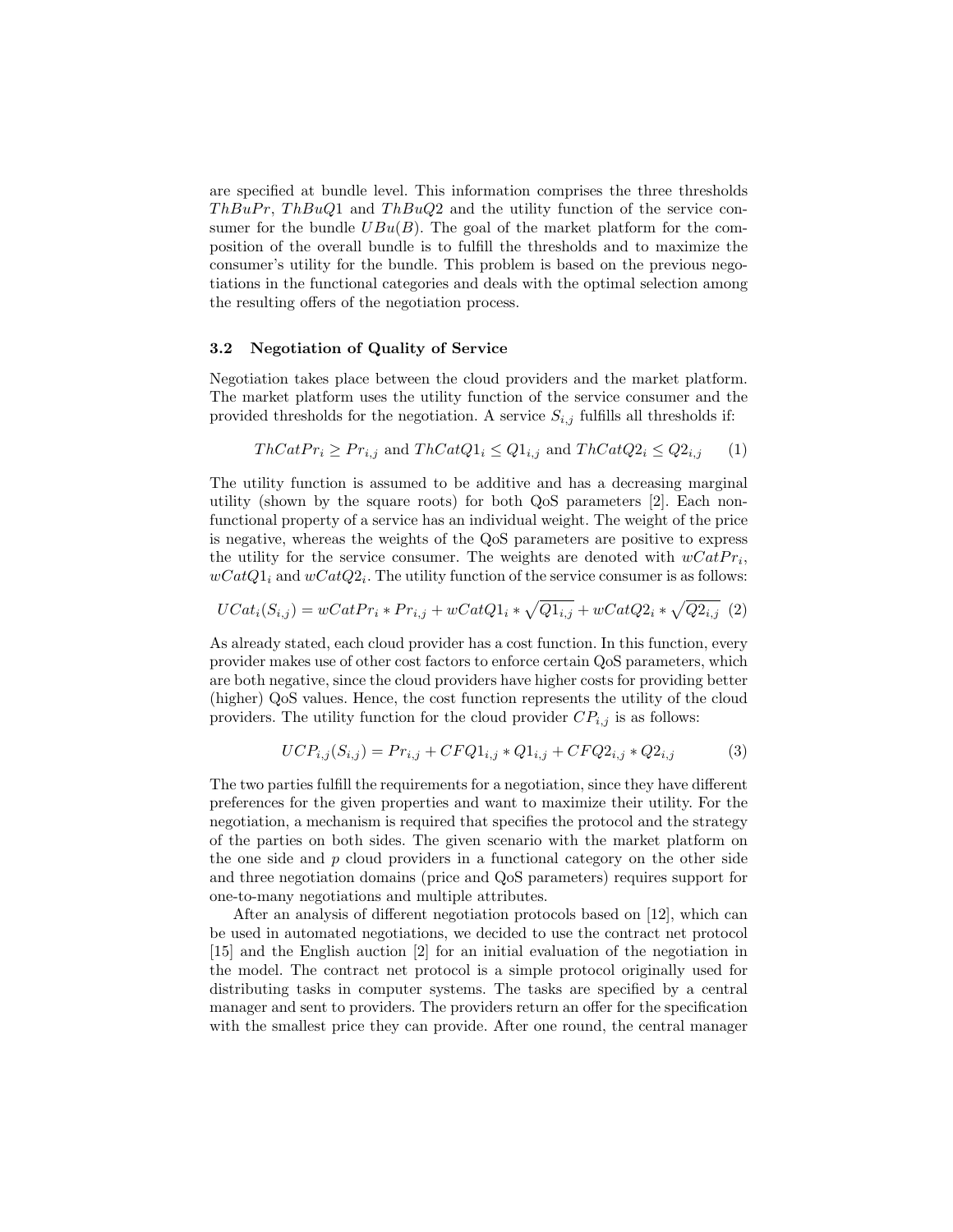are specified at bundle level. This information comprises the three thresholds $ThBuPr$, $ThBuQ1$ and $ThBuQ2$ and the utility function of the service consumer for the bundle $UBu(B)$. The goal of the market platform for the composition of the overall bundle is to fulfill the thresholds and to maximize the consumer's utility for the bundle. This problem is based on the previous negotiations in the functional categories and deals with the optimal selection among the resulting offers of the negotiation process.

### 3.2 Negotiation of Quality of Service

Negotiation takes place between the cloud providers and the market platform. The market platform uses the utility function of the service consumer and the provided thresholds for the negotiation. A service $S_{i,j}$ fulfills all thresholds if:

$$ThCatPr_i \geq Pr_{i,j} \text{ and } ThCatQ1_i \leq Q1_{i,j} \text{ and } ThCatQ2_i \leq Q2_{i,j} \quad (1)$$

The utility function is assumed to be additive and has a decreasing marginal utility (shown by the square roots) for both QoS parameters [2]. Each non-functional property of a service has an individual weight. The weight of the price is negative, whereas the weights of the QoS parameters are positive to express the utility for the service consumer. The weights are denoted with $wCatPr_i$, $wCatQ1_i$ and $wCatQ2_i$. The utility function of the service consumer is as follows:

$$UCat_i(S_{i,j}) = wCatPr_i * Pr_{i,j} + wCatQ1_i * \sqrt{Q1_{i,j}} + wCatQ2_i * \sqrt{Q2_{i,j}} \quad (2)$$

As already stated, each cloud provider has a cost function. In this function, every provider makes use of other cost factors to enforce certain QoS parameters, which are both negative, since the cloud providers have higher costs for providing better (higher) QoS values. Hence, the cost function represents the utility of the cloud providers. The utility function for the cloud provider $CP_{i,j}$ is as follows:

$$UCP_{i,j}(S_{i,j}) = Pr_{i,j} + CFQ1_{i,j} * Q1_{i,j} + CFQ2_{i,j} * Q2_{i,j} \quad (3)$$

The two parties fulfill the requirements for a negotiation, since they have different preferences for the given properties and want to maximize their utility. For the negotiation, a mechanism is required that specifies the protocol and the strategy of the parties on both sides. The given scenario with the market platform on the one side and $p$ cloud providers in a functional category on the other side and three negotiation domains (price and QoS parameters) requires support for one-to-many negotiations and multiple attributes.

After an analysis of different negotiation protocols based on [12], which can be used in automated negotiations, we decided to use the contract net protocol [15] and the English auction [2] for an initial evaluation of the negotiation in the model. The contract net protocol is a simple protocol originally used for distributing tasks in computer systems. The tasks are specified by a central manager and sent to providers. The providers return an offer for the specification with the smallest price they can provide. After one round, the central manager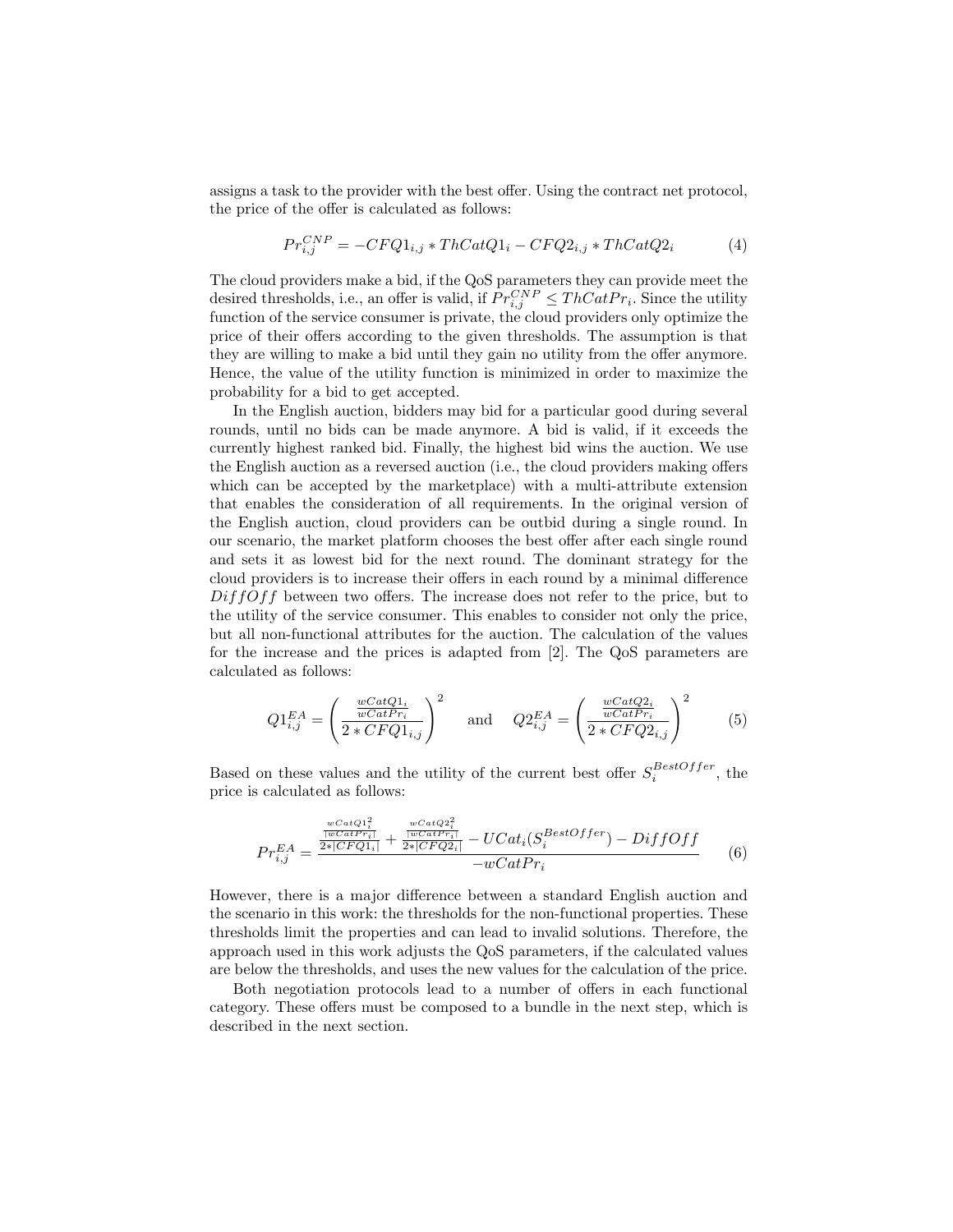assigns a task to the provider with the best offer. Using the contract net protocol, the price of the offer is calculated as follows:

$$Pr_{i,j}^{CNP} = -CFQ1_{i,j} * ThCatQ1_i - CFQ2_{i,j} * ThCatQ2_i \tag{4}$$

The cloud providers make a bid, if the QoS parameters they can provide meet the desired thresholds, i.e., an offer is valid, if $Pr_{i,j}^{CNP} \leq ThCatPr_i$. Since the utility function of the service consumer is private, the cloud providers only optimize the price of their offers according to the given thresholds. The assumption is that they are willing to make a bid until they gain no utility from the offer anymore. Hence, the value of the utility function is minimized in order to maximize the probability for a bid to get accepted.

In the English auction, bidders may bid for a particular good during several rounds, until no bids can be made anymore. A bid is valid, if it exceeds the currently highest ranked bid. Finally, the highest bid wins the auction. We use the English auction as a reversed auction (i.e., the cloud providers making offers which can be accepted by the marketplace) with a multi-attribute extension that enables the consideration of all requirements. In the original version of the English auction, cloud providers can be outbid during a single round. In our scenario, the market platform chooses the best offer after each single round and sets it as lowest bid for the next round. The dominant strategy for the cloud providers is to increase their offers in each round by a minimal difference $DiffOff$ between two offers. The increase does not refer to the price, but to the utility of the service consumer. This enables to consider not only the price, but all non-functional attributes for the auction. The calculation of the values for the increase and the prices is adapted from [2]. The QoS parameters are calculated as follows:

$$Q1_{i,j}^{EA} = \left( \frac{\frac{wCatQ1_i}{wCatPr_i}}{2 * CFQ1_{i,j}} \right)^2 \quad \text{and} \quad Q2_{i,j}^{EA} = \left( \frac{\frac{wCatQ2_i}{wCatPr_i}}{2 * CFQ2_{i,j}} \right)^2 \tag{5}$$

Based on these values and the utility of the current best offer $S_i^{BestOffer}$, the price is calculated as follows:

$$Pr_{i,j}^{EA} = \frac{\frac{\frac{wCatQ1_i^2}{|wCatPr_i|}}{2*|CFQ1_i|} + \frac{\frac{wCatQ2_i^2}{|wCatPr_i|}}{2*|CFQ2_i|} - UCat_i(S_i^{BestOffer}) - DiffOff}{-wCatPr_i} \tag{6}$$

However, there is a major difference between a standard English auction and the scenario in this work: the thresholds for the non-functional properties. These thresholds limit the properties and can lead to invalid solutions. Therefore, the approach used in this work adjusts the QoS parameters, if the calculated values are below the thresholds, and uses the new values for the calculation of the price.

Both negotiation protocols lead to a number of offers in each functional category. These offers must be composed to a bundle in the next step, which is described in the next section.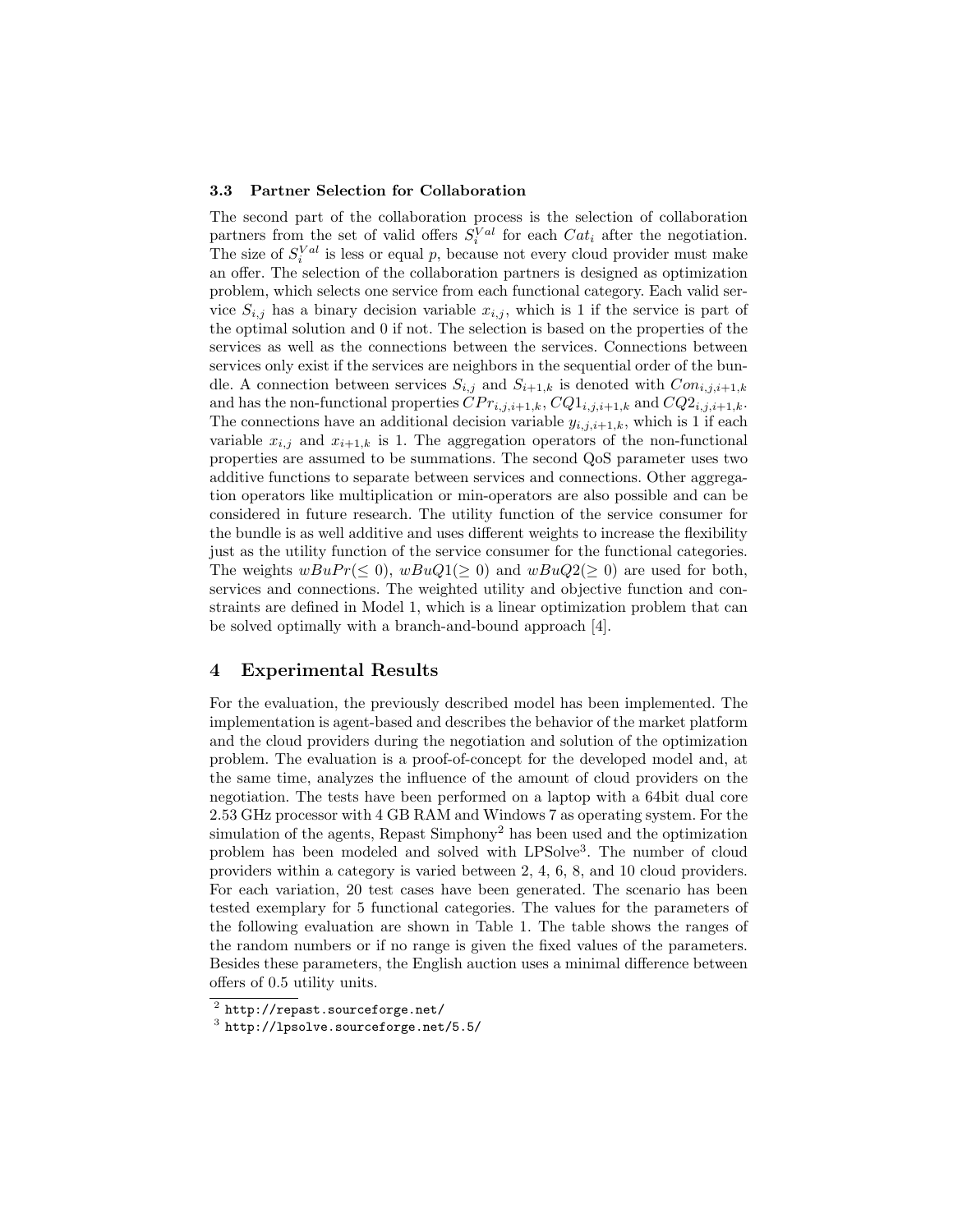### 3.3 Partner Selection for Collaboration

The second part of the collaboration process is the selection of collaboration partners from the set of valid offers $S_i^{Val}$ for each $Cat_i$ after the negotiation. The size of $S_i^{Val}$ is less or equal $p$, because not every cloud provider must make an offer. The selection of the collaboration partners is designed as optimization problem, which selects one service from each functional category. Each valid service $S_{i,j}$ has a binary decision variable $x_{i,j}$, which is 1 if the service is part of the optimal solution and 0 if not. The selection is based on the properties of the services as well as the connections between the services. Connections between services only exist if the services are neighbors in the sequential order of the bundle. A connection between services $S_{i,j}$ and $S_{i+1,k}$ is denoted with $Con_{i,j,i+1,k}$ and has the non-functional properties $CPr_{i,j,i+1,k}$, $CQ1_{i,j,i+1,k}$ and $CQ2_{i,j,i+1,k}$. The connections have an additional decision variable $y_{i,j,i+1,k}$, which is 1 if each variable $x_{i,j}$ and $x_{i+1,k}$ is 1. The aggregation operators of the non-functional properties are assumed to be summations. The second QoS parameter uses two additive functions to separate between services and connections. Other aggregation operators like multiplication or min-operators are also possible and can be considered in future research. The utility function of the service consumer for the bundle is as well additive and uses different weights to increase the flexibility just as the utility function of the service consumer for the functional categories. The weights $wBuPr(\leq 0)$, $wBuQ1(\geq 0)$ and $wBuQ2(\geq 0)$ are used for both, services and connections. The weighted utility and objective function and constraints are defined in Model 1, which is a linear optimization problem that can be solved optimally with a branch-and-bound approach [4].

## 4 Experimental Results

For the evaluation, the previously described model has been implemented. The implementation is agent-based and describes the behavior of the market platform and the cloud providers during the negotiation and solution of the optimization problem. The evaluation is a proof-of-concept for the developed model and, at the same time, analyzes the influence of the amount of cloud providers on the negotiation. The tests have been performed on a laptop with a 64bit dual core 2.53 GHz processor with 4 GB RAM and Windows 7 as operating system. For the simulation of the agents, Repast Simphony[2] has been used and the optimization problem has been modeled and solved with LPSolve[3]. The number of cloud providers within a category is varied between 2, 4, 6, 8, and 10 cloud providers. For each variation, 20 test cases have been generated. The scenario has been tested exemplary for 5 functional categories. The values for the parameters of the following evaluation are shown in Table 1. The table shows the ranges of the random numbers or if no range is given the fixed values of the parameters. Besides these parameters, the English auction uses a minimal difference between offers of 0.5 utility units.

[2] http://repast.sourceforge.net/

[3] http://lpsolve.sourceforge.net/5.5/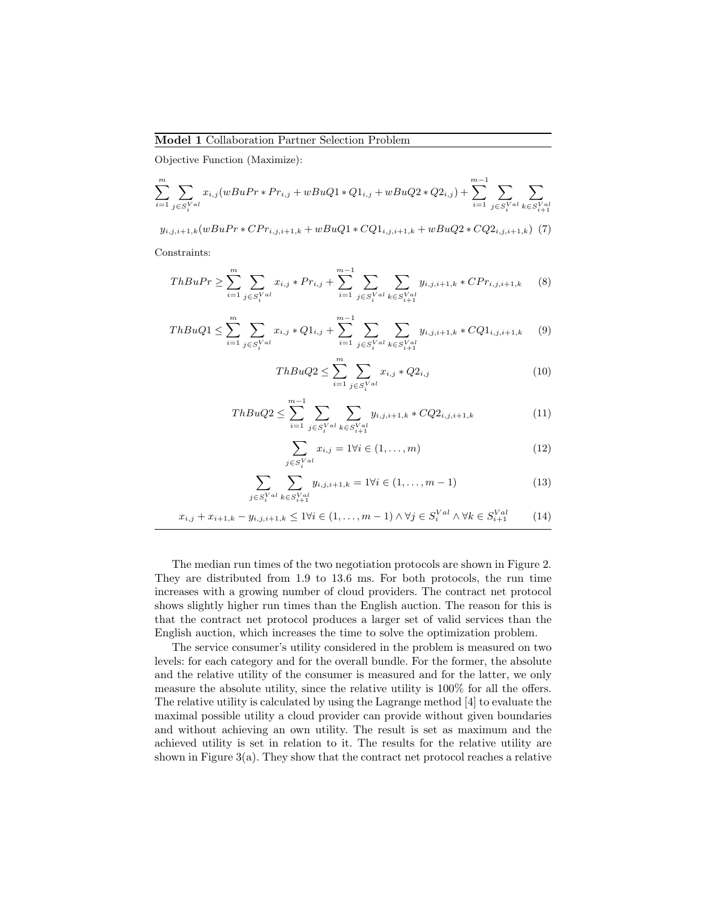**Model 1** Collaboration Partner Selection Problem

Objective Function (Maximize):

$$\sum_{i=1}^{m} \sum_{j \in S_i^{Val}} x_{i,j}(wBuPr * Pr_{i,j} + wBuQ1 * Q1_{i,j} + wBuQ2 * Q2_{i,j}) + \sum_{i=1}^{m-1} \sum_{j \in S_i^{Val}} \sum_{k \in S_{i+1}^{Val}}$$

$$y_{i,j,i+1,k}(wBuPr * CPr_{i,j,i+1,k} + wBuQ1 * CQ1_{i,j,i+1,k} + wBuQ2 * CQ2_{i,j,i+1,k}) \quad (7)$$

Constraints:

$$ThBuPr \geq \sum_{i=1}^{m} \sum_{j \in S_i^{Val}} x_{i,j} * Pr_{i,j} + \sum_{i=1}^{m-1} \sum_{j \in S_i^{Val}} \sum_{k \in S_{i+1}^{Val}} y_{i,j,i+1,k} * CPr_{i,j,i+1,k} \quad (8)$$

$$ThBuQ1 \leq \sum_{i=1}^{m} \sum_{j \in S_i^{Val}} x_{i,j} * Q1_{i,j} + \sum_{i=1}^{m-1} \sum_{j \in S_i^{Val}} \sum_{k \in S_{i+1}^{Val}} y_{i,j,i+1,k} * CQ1_{i,j,i+1,k} \quad (9)$$

$$ThBuQ2 \leq \sum_{i=1}^{m} \sum_{j \in S_i^{Val}} x_{i,j} * Q2_{i,j} \quad (10)$$

$$ThBuQ2 \leq \sum_{i=1}^{m-1} \sum_{j \in S_i^{Val}} \sum_{k \in S_{i+1}^{Val}} y_{i,j,i+1,k} * CQ2_{i,j,i+1,k} \quad (11)$$

$$\sum_{j \in S_i^{Val}} x_{i,j} = 1 \forall i \in (1, \ldots, m) \quad (12)$$

$$\sum_{j \in S_i^{Val}} \sum_{k \in S_{i+1}^{Val}} y_{i,j,i+1,k} = 1 \forall i \in (1, \ldots, m-1) \quad (13)$$

$$x_{i,j} + x_{i+1,k} - y_{i,j,i+1,k} \leq 1 \forall i \in (1, \ldots, m-1) \wedge \forall j \in S_i^{Val} \wedge \forall k \in S_{i+1}^{Val} \quad (14)$$

The median run times of the two negotiation protocols are shown in Figure 2. They are distributed from 1.9 to 13.6 ms. For both protocols, the run time increases with a growing number of cloud providers. The contract net protocol shows slightly higher run times than the English auction. The reason for this is that the contract net protocol produces a larger set of valid services than the English auction, which increases the time to solve the optimization problem.

The service consumer's utility considered in the problem is measured on two levels: for each category and for the overall bundle. For the former, the absolute and the relative utility of the consumer is measured and for the latter, we only measure the absolute utility, since the relative utility is 100% for all the offers. The relative utility is calculated by using the Lagrange method [4] to evaluate the maximal possible utility a cloud provider can provide without given boundaries and without achieving an own utility. The result is set as maximum and the achieved utility is set in relation to it. The results for the relative utility are shown in Figure 3(a). They show that the contract net protocol reaches a relative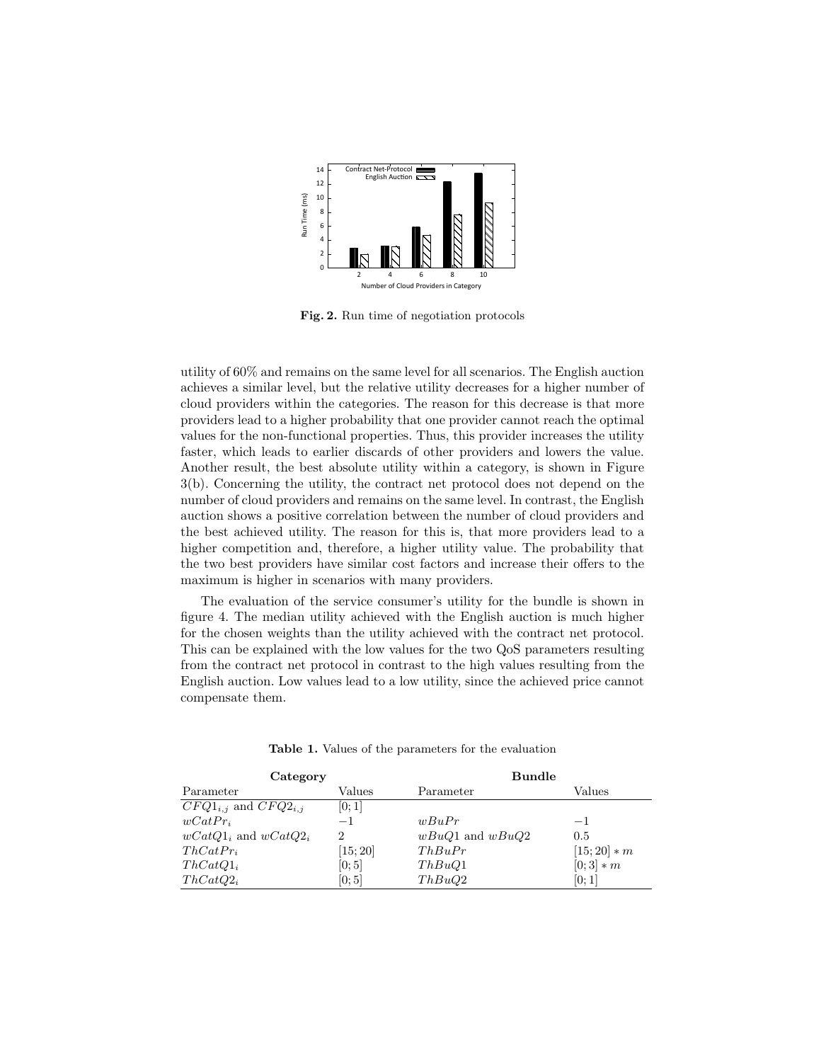**Fig. 2.** Run time of negotiation protocols

utility of 60% and remains on the same level for all scenarios. The English auction achieves a similar level, but the relative utility decreases for a higher number of cloud providers within the categories. The reason for this decrease is that more providers lead to a higher probability that one provider cannot reach the optimal values for the non-functional properties. Thus, this provider increases the utility faster, which leads to earlier discards of other providers and lowers the value. Another result, the best absolute utility within a category, is shown in Figure 3(b). Concerning the utility, the contract net protocol does not depend on the number of cloud providers and remains on the same level. In contrast, the English auction shows a positive correlation between the number of cloud providers and the best achieved utility. The reason for this is, that more providers lead to a higher competition and, therefore, a higher utility value. The probability that the two best providers have similar cost factors and increase their offers to the maximum is higher in scenarios with many providers.

The evaluation of the service consumer's utility for the bundle is shown in figure 4. The median utility achieved with the English auction is much higher for the chosen weights than the utility achieved with the contract net protocol. This can be explained with the low values for the two QoS parameters resulting from the contract net protocol in contrast to the high values resulting from the English auction. Low values lead to a low utility, since the achieved price cannot compensate them.

**Table 1.** Values of the parameters for the evaluation

| **Category** | | **Bundle** | |
|---|---|---|---|
| Parameter | Values | Parameter | Values |
| $CFQ1_{i,j}$ and $CFQ2_{i,j}$ | $[0;1]$ | | |
| $wCatPr_i$ | $-1$ | $wBuPr$ | $-1$ |
| $wCatQ1_i$ and $wCatQ2_i$ | $2$ | $wBuQ1$ and $wBuQ2$ | $0.5$ |
| $ThCatPr_i$ | $[15;20]$ | $ThBuPr$ | $[15;20]*m$ |
| $ThCatQ1_i$ | $[0;5]$ | $ThBuQ1$ | $[0;3]*m$ |
| $ThCatQ2_i$ | $[0;5]$ | $ThBuQ2$ | $[0;1]$ |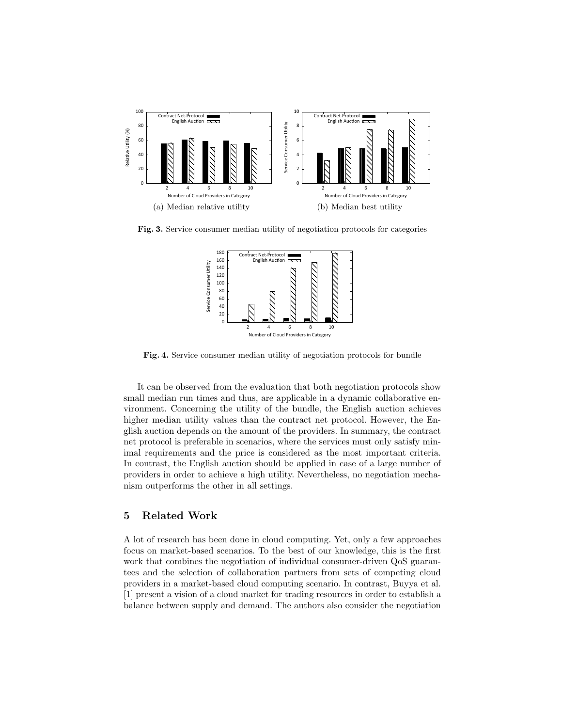(a) Median relative utility

(b) Median best utility

**Fig. 3.** Service consumer median utility of negotiation protocols for categories

**Fig. 4.** Service consumer median utility of negotiation protocols for bundle

It can be observed from the evaluation that both negotiation protocols show small median run times and thus, are applicable in a dynamic collaborative environment. Concerning the utility of the bundle, the English auction achieves higher median utility values than the contract net protocol. However, the English auction depends on the amount of the providers. In summary, the contract net protocol is preferable in scenarios, where the services must only satisfy minimal requirements and the price is considered as the most important criteria. In contrast, the English auction should be applied in case of a large number of providers in order to achieve a high utility. Nevertheless, no negotiation mechanism outperforms the other in all settings.

## 5 Related Work

A lot of research has been done in cloud computing. Yet, only a few approaches focus on market-based scenarios. To the best of our knowledge, this is the first work that combines the negotiation of individual consumer-driven QoS guarantees and the selection of collaboration partners from sets of competing cloud providers in a market-based cloud computing scenario. In contrast, Buyya et al. [1] present a vision of a cloud market for trading resources in order to establish a balance between supply and demand. The authors also consider the negotiation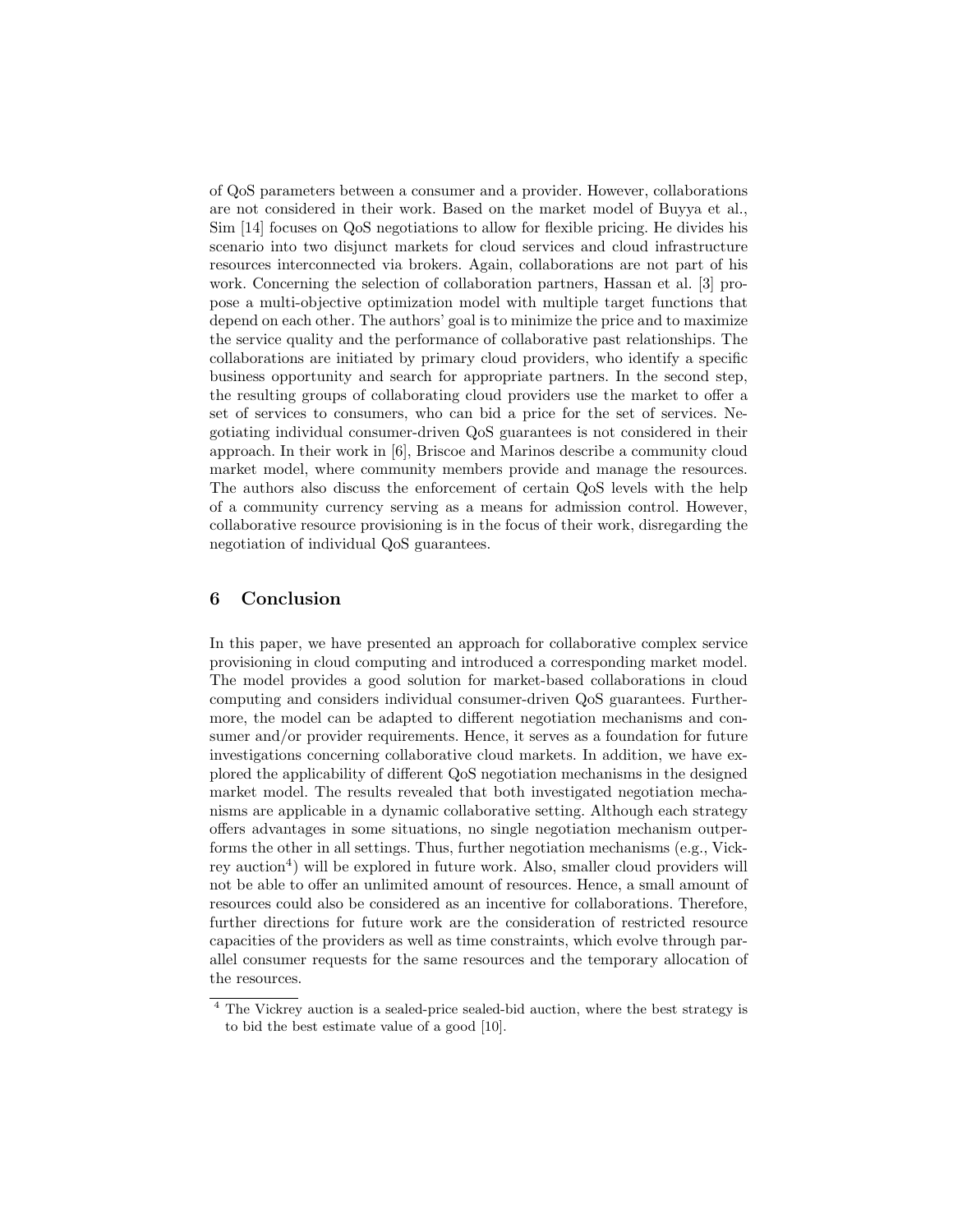of QoS parameters between a consumer and a provider. However, collaborations are not considered in their work. Based on the market model of Buyya et al., Sim [14] focuses on QoS negotiations to allow for flexible pricing. He divides his scenario into two disjunct markets for cloud services and cloud infrastructure resources interconnected via brokers. Again, collaborations are not part of his work. Concerning the selection of collaboration partners, Hassan et al. [3] propose a multi-objective optimization model with multiple target functions that depend on each other. The authors' goal is to minimize the price and to maximize the service quality and the performance of collaborative past relationships. The collaborations are initiated by primary cloud providers, who identify a specific business opportunity and search for appropriate partners. In the second step, the resulting groups of collaborating cloud providers use the market to offer a set of services to consumers, who can bid a price for the set of services. Negotiating individual consumer-driven QoS guarantees is not considered in their approach. In their work in [6], Briscoe and Marinos describe a community cloud market model, where community members provide and manage the resources. The authors also discuss the enforcement of certain QoS levels with the help of a community currency serving as a means for admission control. However, collaborative resource provisioning is in the focus of their work, disregarding the negotiation of individual QoS guarantees.

## 6 Conclusion

In this paper, we have presented an approach for collaborative complex service provisioning in cloud computing and introduced a corresponding market model. The model provides a good solution for market-based collaborations in cloud computing and considers individual consumer-driven QoS guarantees. Furthermore, the model can be adapted to different negotiation mechanisms and consumer and/or provider requirements. Hence, it serves as a foundation for future investigations concerning collaborative cloud markets. In addition, we have explored the applicability of different QoS negotiation mechanisms in the designed market model. The results revealed that both investigated negotiation mechanisms are applicable in a dynamic collaborative setting. Although each strategy offers advantages in some situations, no single negotiation mechanism outperforms the other in all settings. Thus, further negotiation mechanisms (e.g., Vickrey auction[4]) will be explored in future work. Also, smaller cloud providers will not be able to offer an unlimited amount of resources. Hence, a small amount of resources could also be considered as an incentive for collaborations. Therefore, further directions for future work are the consideration of restricted resource capacities of the providers as well as time constraints, which evolve through parallel consumer requests for the same resources and the temporary allocation of the resources.

[4] The Vickrey auction is a sealed-price sealed-bid auction, where the best strategy is to bid the best estimate value of a good [10].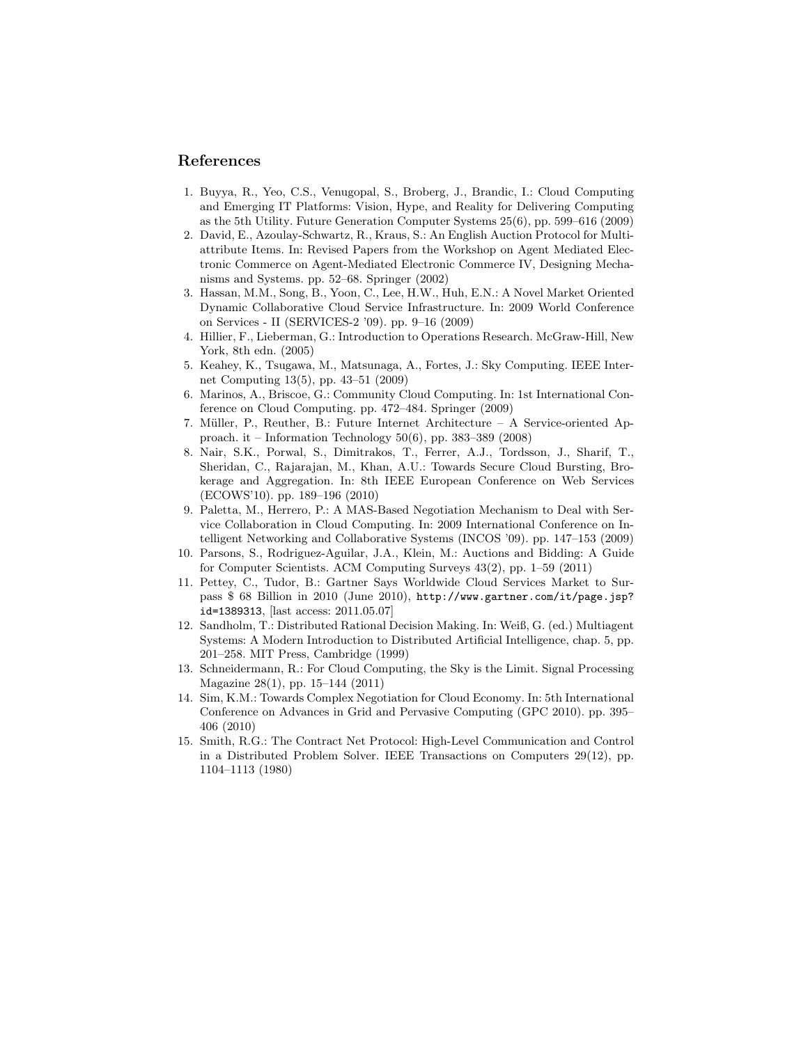## References

1. Buyya, R., Yeo, C.S., Venugopal, S., Broberg, J., Brandic, I.: Cloud Computing and Emerging IT Platforms: Vision, Hype, and Reality for Delivering Computing as the 5th Utility. Future Generation Computer Systems 25(6), pp. 599–616 (2009)
2. David, E., Azoulay-Schwartz, R., Kraus, S.: An English Auction Protocol for Multi-attribute Items. In: Revised Papers from the Workshop on Agent Mediated Electronic Commerce on Agent-Mediated Electronic Commerce IV, Designing Mechanisms and Systems. pp. 52–68. Springer (2002)
3. Hassan, M.M., Song, B., Yoon, C., Lee, H.W., Huh, E.N.: A Novel Market Oriented Dynamic Collaborative Cloud Service Infrastructure. In: 2009 World Conference on Services - II (SERVICES-2 '09). pp. 9–16 (2009)
4. Hillier, F., Lieberman, G.: Introduction to Operations Research. McGraw-Hill, New York, 8th edn. (2005)
5. Keahey, K., Tsugawa, M., Matsunaga, A., Fortes, J.: Sky Computing. IEEE Internet Computing 13(5), pp. 43–51 (2009)
6. Marinos, A., Briscoe, G.: Community Cloud Computing. In: 1st International Conference on Cloud Computing. pp. 472–484. Springer (2009)
7. Müller, P., Reuther, B.: Future Internet Architecture – A Service-oriented Approach. it – Information Technology 50(6), pp. 383–389 (2008)
8. Nair, S.K., Porwal, S., Dimitrakos, T., Ferrer, A.J., Tordsson, J., Sharif, T., Sheridan, C., Rajarajan, M., Khan, A.U.: Towards Secure Cloud Bursting, Brokerage and Aggregation. In: 8th IEEE European Conference on Web Services (ECOWS'10). pp. 189–196 (2010)
9. Paletta, M., Herrero, P.: A MAS-Based Negotiation Mechanism to Deal with Service Collaboration in Cloud Computing. In: 2009 International Conference on Intelligent Networking and Collaborative Systems (INCOS '09). pp. 147–153 (2009)
10. Parsons, S., Rodriguez-Aguilar, J.A., Klein, M.: Auctions and Bidding: A Guide for Computer Scientists. ACM Computing Surveys 43(2), pp. 1–59 (2011)
11. Pettey, C., Tudor, B.: Gartner Says Worldwide Cloud Services Market to Surpass $ 68 Billion in 2010 (June 2010), http://www.gartner.com/it/page.jsp?id=1389313, [last access: 2011.05.07]
12. Sandholm, T.: Distributed Rational Decision Making. In: Weiß, G. (ed.) Multiagent Systems: A Modern Introduction to Distributed Artificial Intelligence, chap. 5, pp. 201–258. MIT Press, Cambridge (1999)
13. Schneidermann, R.: For Cloud Computing, the Sky is the Limit. Signal Processing Magazine 28(1), pp. 15–144 (2011)
14. Sim, K.M.: Towards Complex Negotiation for Cloud Economy. In: 5th International Conference on Advances in Grid and Pervasive Computing (GPC 2010). pp. 395–406 (2010)
15. Smith, R.G.: The Contract Net Protocol: High-Level Communication and Control in a Distributed Problem Solver. IEEE Transactions on Computers 29(12), pp. 1104–1113 (1980)